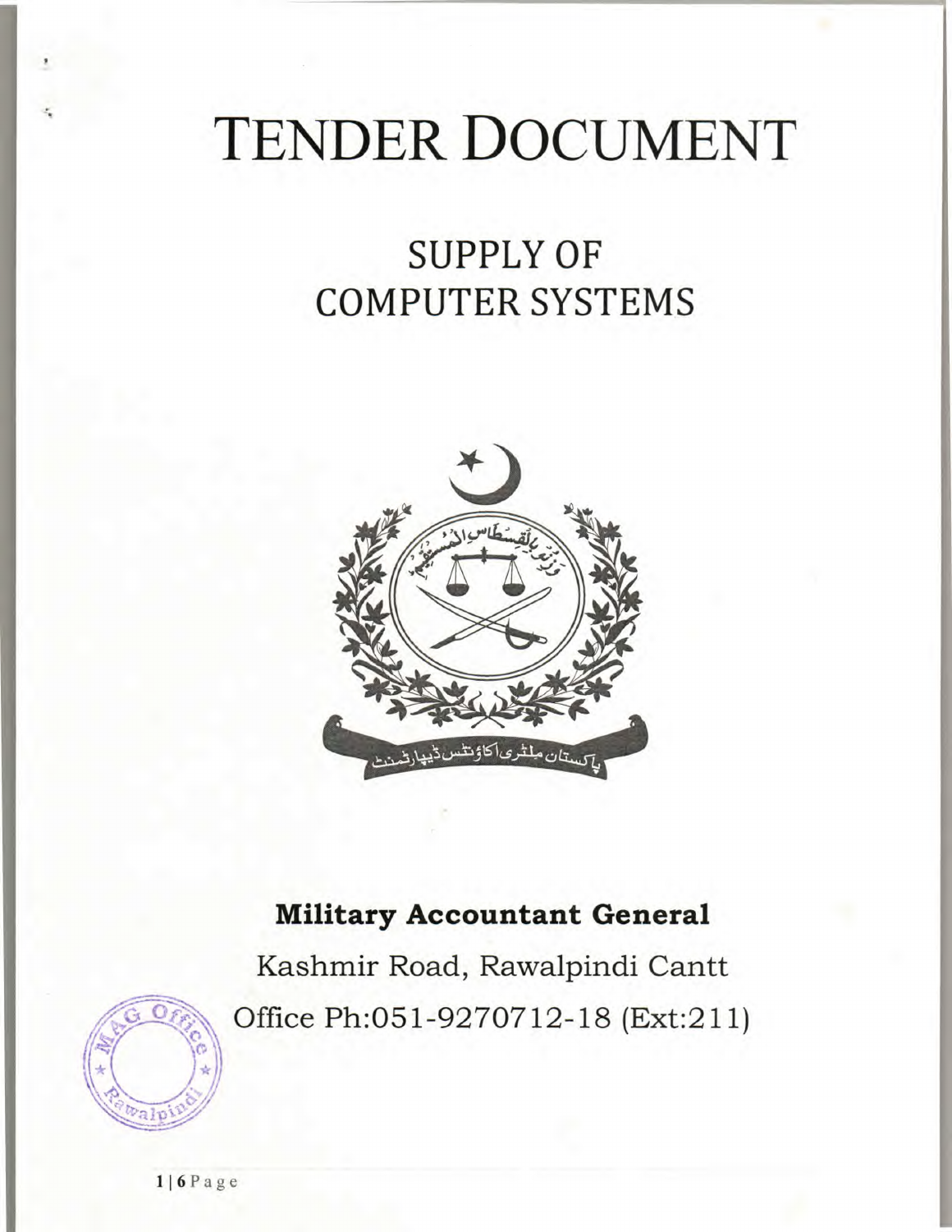# TENDER DOCUMENT

## SUPPLY OF COMPUTER SYSTEMS

**Military Accountant General**

Kashmir Road, Rawalpindi Cantt

Office Ph:051-9270712-18 (Ext:211)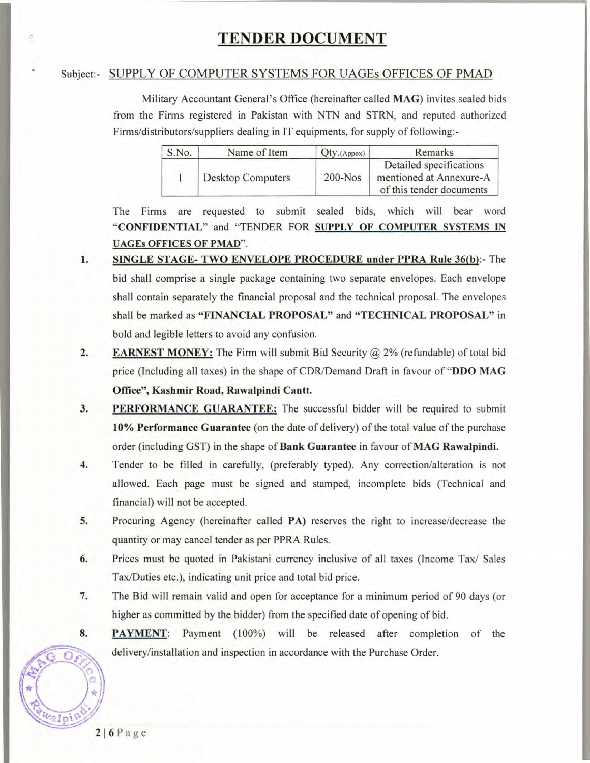# TENDER DOCUMENT

Subject:- SUPPLY OF COMPUTER SYSTEMS FOR UAGEs OFFICES OF PMAD

Military Accountant General's Office (hereinafter called **MAG**) invites sealed bids from the Firms registered in Pakistan with NTN and STRN, and reputed authorized Firms/distributors/suppliers dealing in IT equipments, for supply of following:-

| S.No. | Name of Item | Qty.(Appox) | Remarks |
|---|---|---|---|
| 1 | Desktop Computers | 200-Nos | Detailed specifications mentioned at Annexure-A of this tender documents |

The Firms are requested to submit sealed bids, which will bear word "**CONFIDENTIAL**" and "TENDER FOR **SUPPLY OF COMPUTER SYSTEMS IN UAGEs OFFICES OF PMAD**".

1. **SINGLE STAGE- TWO ENVELOPE PROCEDURE under PPRA Rule 36(b)**:- The bid shall comprise a single package containing two separate envelopes. Each envelope shall contain separately the financial proposal and the technical proposal. The envelopes shall be marked as **"FINANCIAL PROPOSAL"** and **"TECHNICAL PROPOSAL"** in bold and legible letters to avoid any confusion.

2. **EARNEST MONEY:** The Firm will submit Bid Security @ 2% (refundable) of total bid price (Including all taxes) in the shape of CDR/Demand Draft in favour of "**DDO MAG Office", Kashmir Road, Rawalpindi Cantt.**

3. **PERFORMANCE GUARANTEE:** The successful bidder will be required to submit **10% Performance Guarantee** (on the date of delivery) of the total value of the purchase order (including GST) in the shape of **Bank Guarantee** in favour of **MAG Rawalpindi.**

4. Tender to be filled in carefully, (preferably typed). Any correction/alteration is not allowed. Each page must be signed and stamped, incomplete bids (Technical and financial) will not be accepted.

5. Procuring Agency (hereinafter called **PA)** reserves the right to increase/decrease the quantity or may cancel tender as per PPRA Rules.

6. Prices must be quoted in Pakistani currency inclusive of all taxes (Income Tax/ Sales Tax/Duties etc.), indicating unit price and total bid price.

7. The Bid will remain valid and open for acceptance for a minimum period of 90 days (or higher as committed by the bidder) from the specified date of opening of bid.

8. **PAYMENT**: Payment (100%) will be released after completion of the delivery/installation and inspection in accordance with the Purchase Order.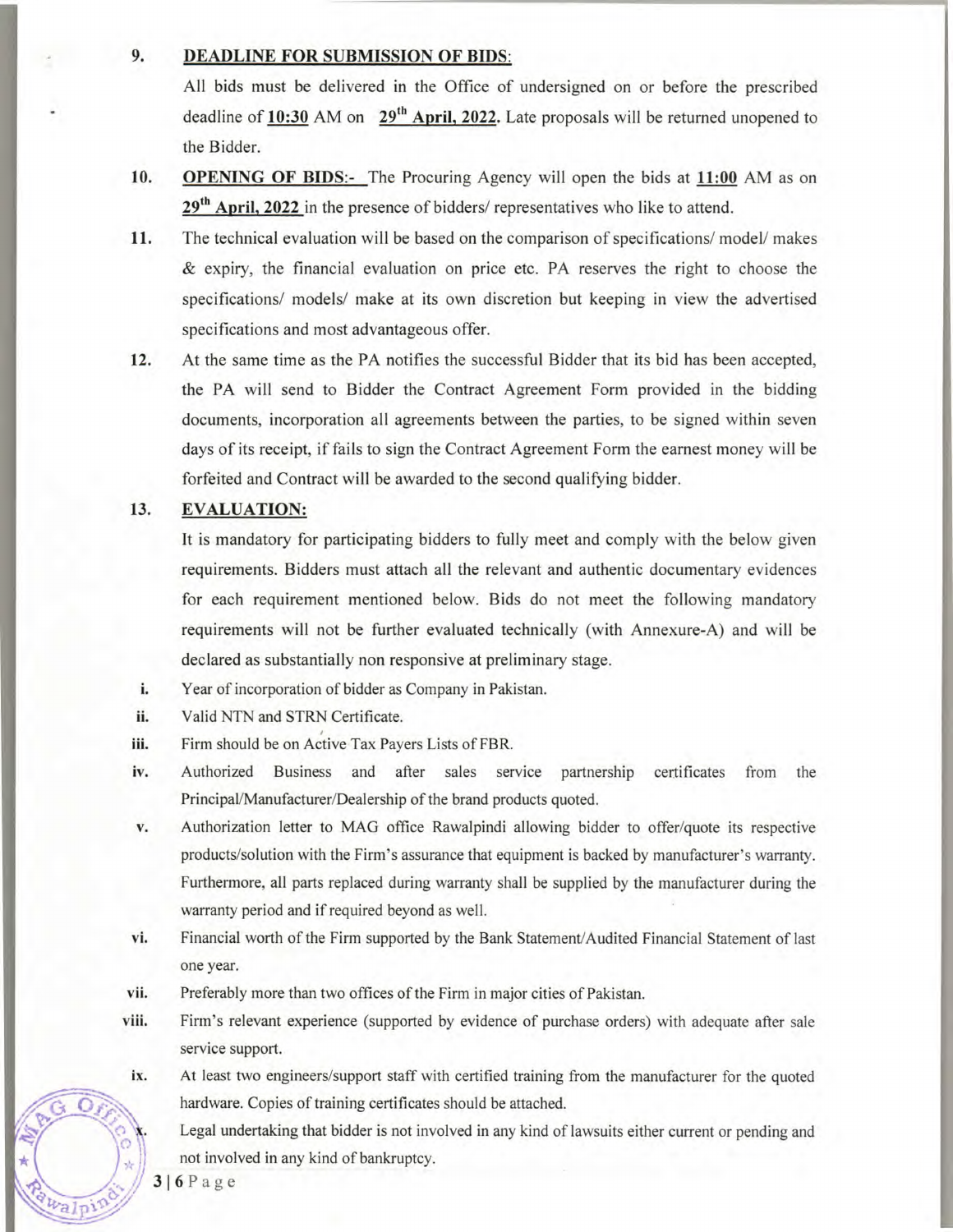9. **DEADLINE FOR SUBMISSION OF BIDS**:

   All bids must be delivered in the Office of undersigned on or before the prescribed deadline of **10:30** AM on **29th April, 2022.** Late proposals will be returned unopened to the Bidder.

10. **OPENING OF BIDS**:- The Procuring Agency will open the bids at **11:00** AM as on **29th April, 2022** in the presence of bidders/ representatives who like to attend.

11. The technical evaluation will be based on the comparison of specifications/ model/ makes & expiry, the financial evaluation on price etc. PA reserves the right to choose the specifications/ models/ make at its own discretion but keeping in view the advertised specifications and most advantageous offer.

12. At the same time as the PA notifies the successful Bidder that its bid has been accepted, the PA will send to Bidder the Contract Agreement Form provided in the bidding documents, incorporation all agreements between the parties, to be signed within seven days of its receipt, if fails to sign the Contract Agreement Form the earnest money will be forfeited and Contract will be awarded to the second qualifying bidder.

13. **EVALUATION:**

    It is mandatory for participating bidders to fully meet and comply with the below given requirements. Bidders must attach all the relevant and authentic documentary evidences for each requirement mentioned below. Bids do not meet the following mandatory requirements will not be further evaluated technically (with Annexure-A) and will be declared as substantially non responsive at preliminary stage.

    i. Year of incorporation of bidder as Company in Pakistan.
    ii. Valid NTN and STRN Certificate.
    iii. Firm should be on Active Tax Payers Lists of FBR.
    iv. Authorized Business and after sales service partnership certificates from the Principal/Manufacturer/Dealership of the brand products quoted.
    v. Authorization letter to MAG office Rawalpindi allowing bidder to offer/quote its respective products/solution with the Firm's assurance that equipment is backed by manufacturer's warranty. Furthermore, all parts replaced during warranty shall be supplied by the manufacturer during the warranty period and if required beyond as well.
    vi. Financial worth of the Firm supported by the Bank Statement/Audited Financial Statement of last one year.
    vii. Preferably more than two offices of the Firm in major cities of Pakistan.
    viii. Firm's relevant experience (supported by evidence of purchase orders) with adequate after sale service support.
    ix. At least two engineers/support staff with certified training from the manufacturer for the quoted hardware. Copies of training certificates should be attached.
    x. Legal undertaking that bidder is not involved in any kind of lawsuits either current or pending and not involved in any kind of bankruptcy.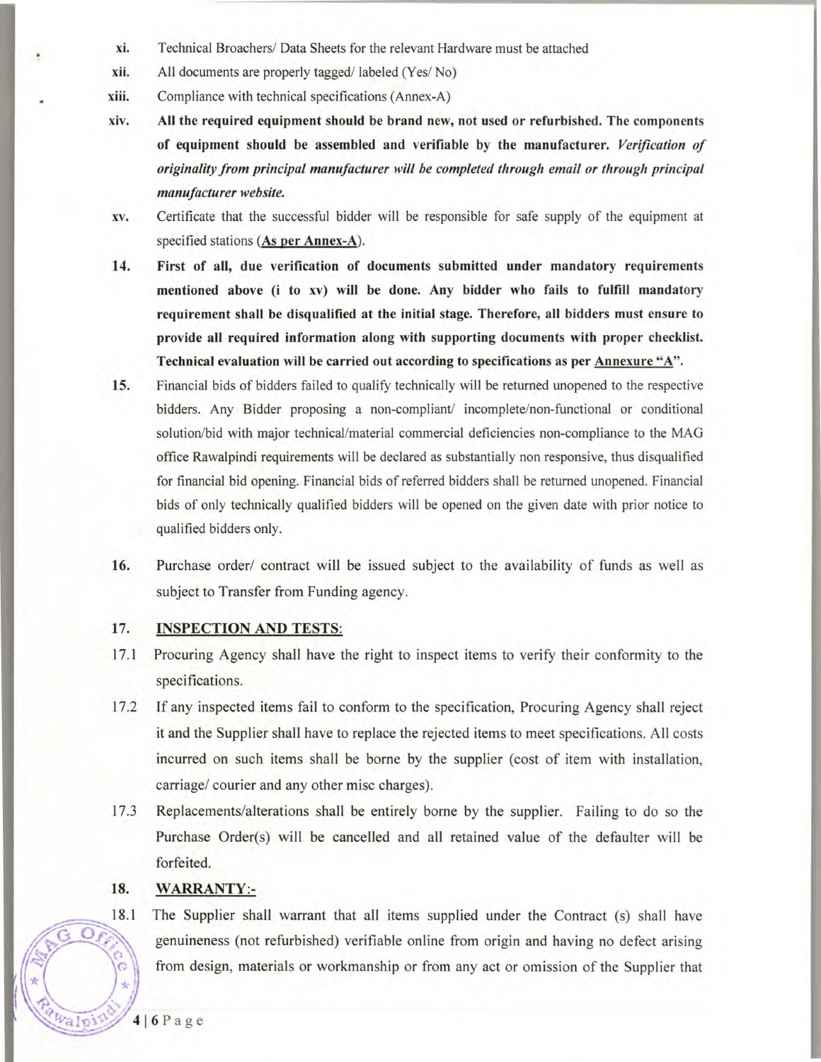xi. Technical Broachers/ Data Sheets for the relevant Hardware must be attached

xii. All documents are properly tagged/ labeled (Yes/ No)

xiii. Compliance with technical specifications (Annex-A)

xiv. **All the required equipment should be brand new, not used or refurbished. The components of equipment should be assembled and verifiable by the manufacturer.** ***Verification of originality from principal manufacturer will be completed through email or through principal manufacturer website.***

xv. Certificate that the successful bidder will be responsible for safe supply of the equipment at specified stations (**<u>As per Annex-A</u>**).

**14. First of all, due verification of documents submitted under mandatory requirements mentioned above (i to xv) will be done. Any bidder who fails to fulfill mandatory requirement shall be disqualified at the initial stage. Therefore, all bidders must ensure to provide all required information along with supporting documents with proper checklist. Technical evaluation will be carried out according to specifications as per <u>Annexure "A"</u>.**

**15.** Financial bids of bidders failed to qualify technically will be returned unopened to the respective bidders. Any Bidder proposing a non-compliant/ incomplete/non-functional or conditional solution/bid with major technical/material commercial deficiencies non-compliance to the MAG office Rawalpindi requirements will be declared as substantially non responsive, thus disqualified for financial bid opening. Financial bids of referred bidders shall be returned unopened. Financial bids of only technically qualified bidders will be opened on the given date with prior notice to qualified bidders only.

**16.** Purchase order/ contract will be issued subject to the availability of funds as well as subject to Transfer from Funding agency.

## 17. <u>INSPECTION AND TESTS</u>:

17.1 Procuring Agency shall have the right to inspect items to verify their conformity to the specifications.

17.2 If any inspected items fail to conform to the specification, Procuring Agency shall reject it and the Supplier shall have to replace the rejected items to meet specifications. All costs incurred on such items shall be borne by the supplier (cost of item with installation, carriage/ courier and any other misc charges).

17.3 Replacements/alterations shall be entirely borne by the supplier. Failing to do so the Purchase Order(s) will be cancelled and all retained value of the defaulter will be forfeited.

## 18. <u>WARRANTY:-</u>

18.1 The Supplier shall warrant that all items supplied under the Contract (s) shall have genuineness (not refurbished) verifiable online from origin and having no defect arising from design, materials or workmanship or from any act or omission of the Supplier that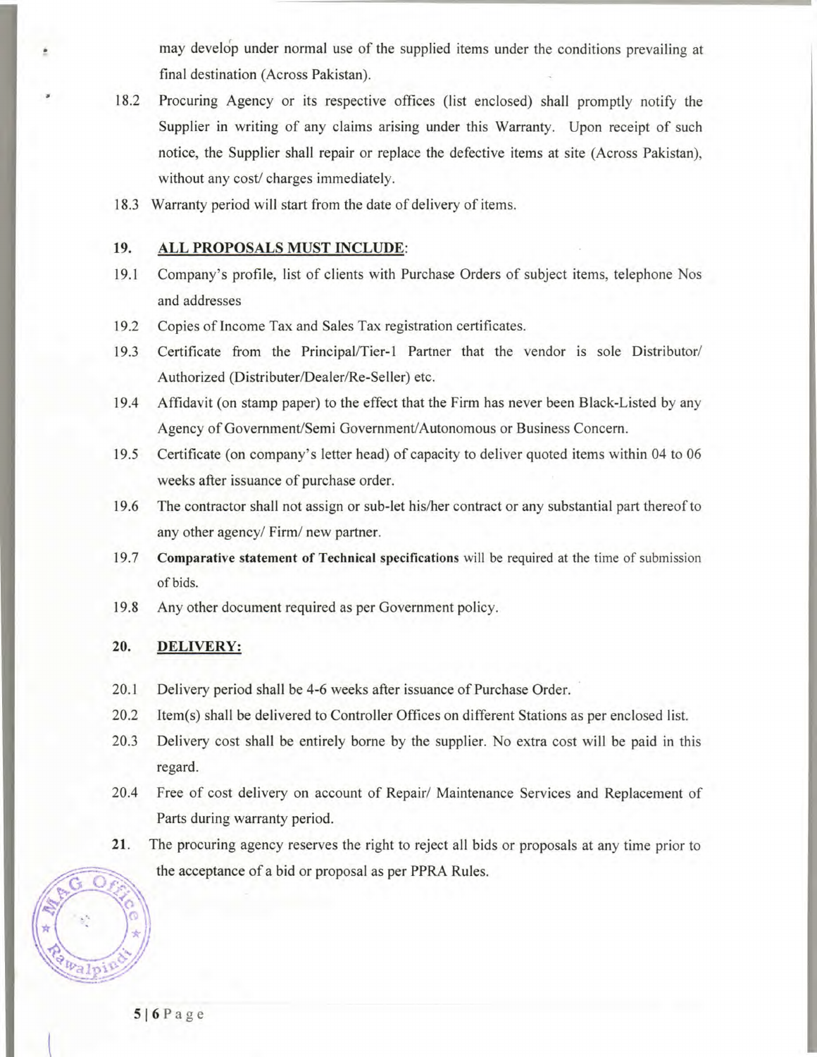may develop under normal use of the supplied items under the conditions prevailing at final destination (Across Pakistan).

18.2 Procuring Agency or its respective offices (list enclosed) shall promptly notify the Supplier in writing of any claims arising under this Warranty. Upon receipt of such notice, the Supplier shall repair or replace the defective items at site (Across Pakistan), without any cost/ charges immediately.

18.3 Warranty period will start from the date of delivery of items.

**19. ALL PROPOSALS MUST INCLUDE:**

19.1 Company's profile, list of clients with Purchase Orders of subject items, telephone Nos and addresses

19.2 Copies of Income Tax and Sales Tax registration certificates.

19.3 Certificate from the Principal/Tier-1 Partner that the vendor is sole Distributor/ Authorized (Distributer/Dealer/Re-Seller) etc.

19.4 Affidavit (on stamp paper) to the effect that the Firm has never been Black-Listed by any Agency of Government/Semi Government/Autonomous or Business Concern.

19.5 Certificate (on company's letter head) of capacity to deliver quoted items within 04 to 06 weeks after issuance of purchase order.

19.6 The contractor shall not assign or sub-let his/her contract or any substantial part thereof to any other agency/ Firm/ new partner.

19.7 **Comparative statement of Technical specifications** will be required at the time of submission of bids.

19.8 Any other document required as per Government policy.

**20. DELIVERY:**

20.1 Delivery period shall be 4-6 weeks after issuance of Purchase Order.

20.2 Item(s) shall be delivered to Controller Offices on different Stations as per enclosed list.

20.3 Delivery cost shall be entirely borne by the supplier. No extra cost will be paid in this regard.

20.4 Free of cost delivery on account of Repair/ Maintenance Services and Replacement of Parts during warranty period.

**21.** The procuring agency reserves the right to reject all bids or proposals at any time prior to the acceptance of a bid or proposal as per PPRA Rules.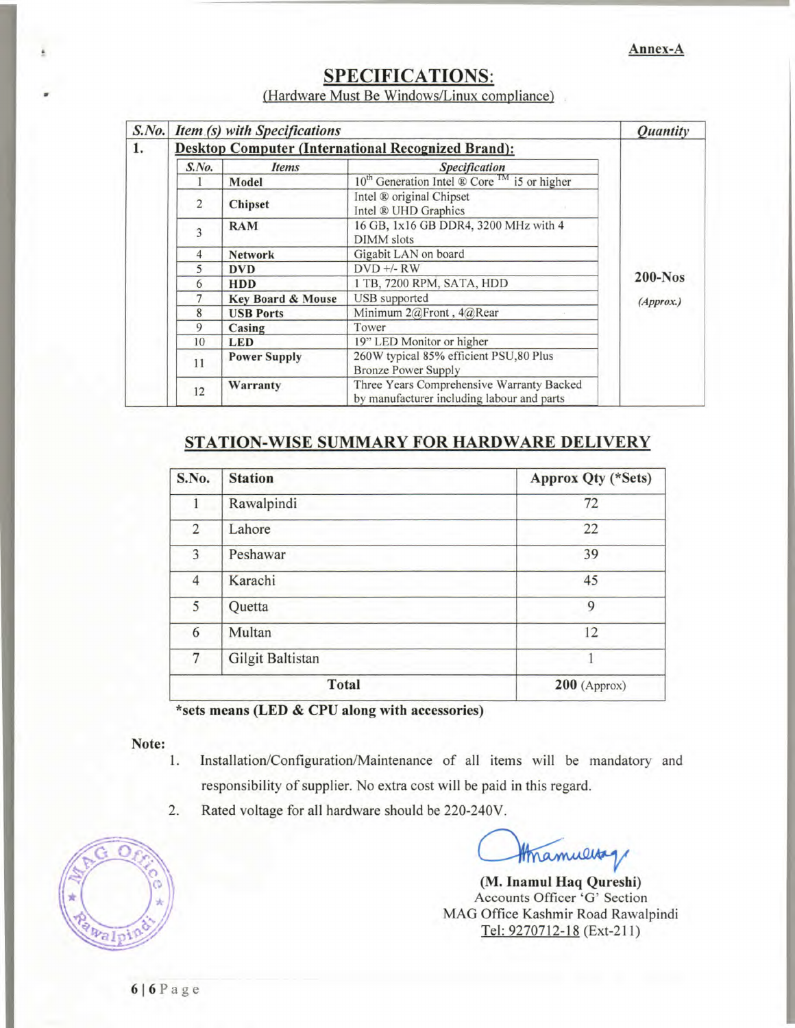**Annex-A**

# SPECIFICATIONS:

(Hardware Must Be Windows/Linux compliance)

| *S.No.* | *Item (s) with Specifications* | | | *Quantity* |
|---|---|---|---|---|
| **1.** | **Desktop Computer (International Recognized Brand):** | | | **200-Nos** *(Approx.)* |
| | *S.No.* | *Items* | *Specification* | |
| | 1 | **Model** | 10th Generation Intel ® Core TM i5 or higher | |
| | 2 | **Chipset** | Intel ® original Chipset Intel ® UHD Graphics | |
| | 3 | **RAM** | 16 GB, 1x16 GB DDR4, 3200 MHz with 4 DIMM slots | |
| | 4 | **Network** | Gigabit LAN on board | |
| | 5 | **DVD** | DVD +/- RW | |
| | 6 | **HDD** | 1 TB, 7200 RPM, SATA, HDD | |
| | 7 | **Key Board & Mouse** | USB supported | |
| | 8 | **USB Ports** | Minimum 2@Front , 4@Rear | |
| | 9 | **Casing** | Tower | |
| | 10 | **LED** | 19" LED Monitor or higher | |
| | 11 | **Power Supply** | 260W typical 85% efficient PSU,80 Plus Bronze Power Supply | |
| | 12 | **Warranty** | Three Years Comprehensive Warranty Backed by manufacturer including labour and parts | |

## STATION-WISE SUMMARY FOR HARDWARE DELIVERY

| S.No. | Station | Approx Qty (*Sets) |
|---|---|---|
| 1 | Rawalpindi | 72 |
| 2 | Lahore | 22 |
| 3 | Peshawar | 39 |
| 4 | Karachi | 45 |
| 5 | Quetta | 9 |
| 6 | Multan | 12 |
| 7 | Gilgit Baltistan | 1 |
| **Total** | | **200** (Approx) |

**\*sets means (LED & CPU along with accessories)**

**Note:**

1. Installation/Configuration/Maintenance of all items will be mandatory and responsibility of supplier. No extra cost will be paid in this regard.
2. Rated voltage for all hardware should be 220-240V.

**(M. Inamul Haq Qureshi)**
Accounts Officer 'G' Section
MAG Office Kashmir Road Rawalpindi
Tel: 9270712-18 (Ext-211)